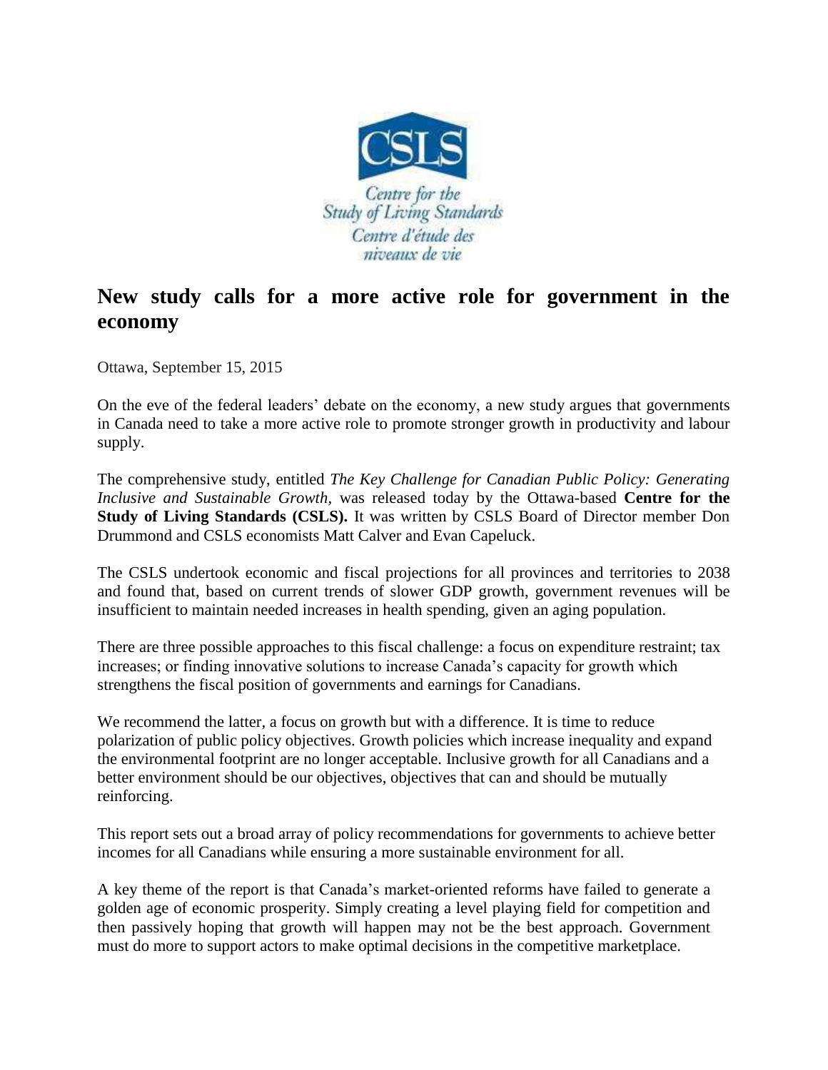CSLS

Centre for the Study of Living Standards

Centre d'étude des niveaux de vie

## New study calls for a more active role for government in the economy

Ottawa, September 15, 2015

On the eve of the federal leaders' debate on the economy, a new study argues that governments in Canada need to take a more active role to promote stronger growth in productivity and labour supply.

The comprehensive study, entitled *The Key Challenge for Canadian Public Policy: Generating Inclusive and Sustainable Growth*, was released today by the Ottawa-based **Centre for the Study of Living Standards (CSLS).** It was written by CSLS Board of Director member Don Drummond and CSLS economists Matt Calver and Evan Capeluck.

The CSLS undertook economic and fiscal projections for all provinces and territories to 2038 and found that, based on current trends of slower GDP growth, government revenues will be insufficient to maintain needed increases in health spending, given an aging population.

There are three possible approaches to this fiscal challenge: a focus on expenditure restraint; tax increases; or finding innovative solutions to increase Canada's capacity for growth which strengthens the fiscal position of governments and earnings for Canadians.

We recommend the latter, a focus on growth but with a difference. It is time to reduce polarization of public policy objectives. Growth policies which increase inequality and expand the environmental footprint are no longer acceptable. Inclusive growth for all Canadians and a better environment should be our objectives, objectives that can and should be mutually reinforcing.

This report sets out a broad array of policy recommendations for governments to achieve better incomes for all Canadians while ensuring a more sustainable environment for all.

A key theme of the report is that Canada's market-oriented reforms have failed to generate a golden age of economic prosperity. Simply creating a level playing field for competition and then passively hoping that growth will happen may not be the best approach. Government must do more to support actors to make optimal decisions in the competitive marketplace.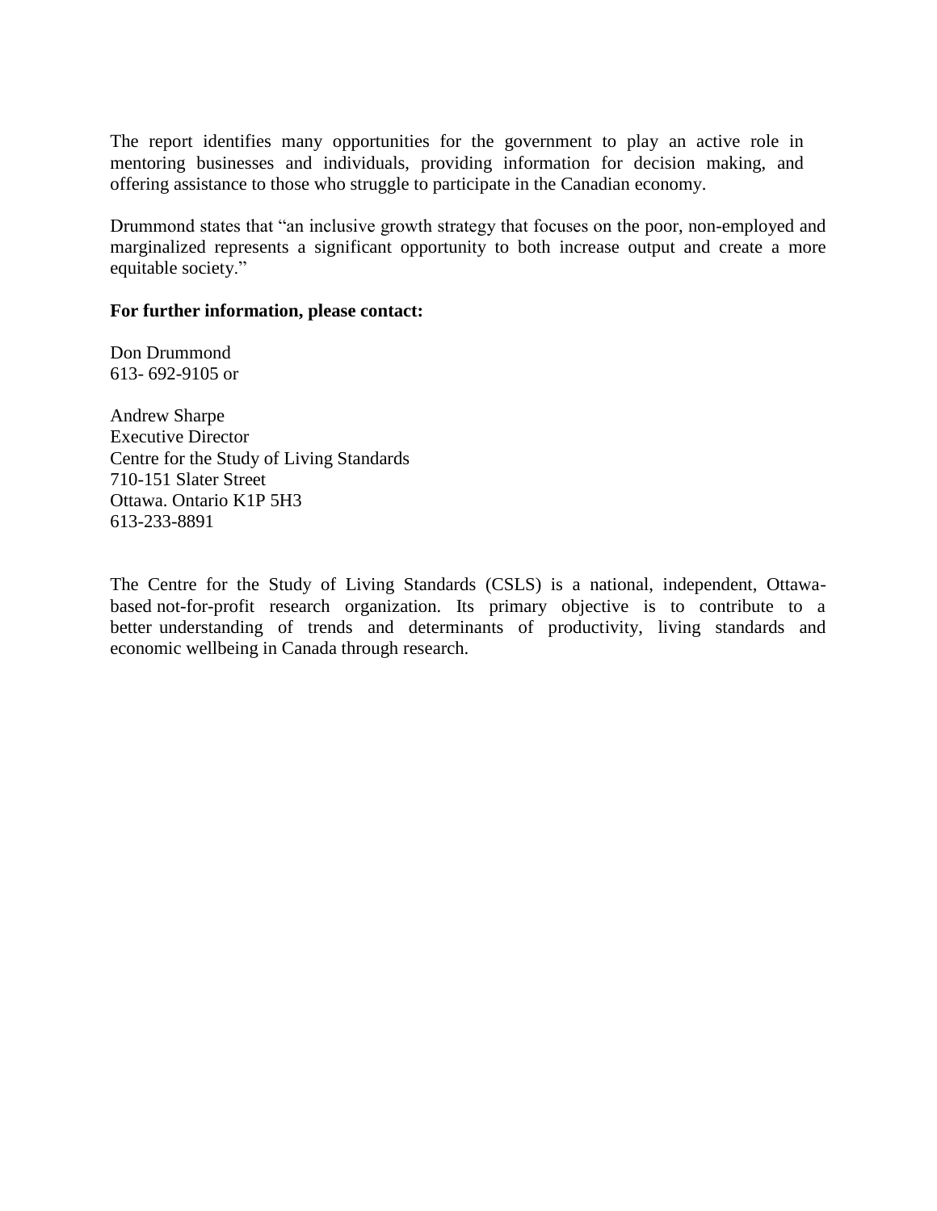The report identifies many opportunities for the government to play an active role in mentoring businesses and individuals, providing information for decision making, and offering assistance to those who struggle to participate in the Canadian economy.

Drummond states that "an inclusive growth strategy that focuses on the poor, non-employed and marginalized represents a significant opportunity to both increase output and create a more equitable society."

**For further information, please contact:**

Don Drummond
613- 692-9105 or

Andrew Sharpe
Executive Director
Centre for the Study of Living Standards
710-151 Slater Street
Ottawa. Ontario K1P 5H3
613-233-8891

The Centre for the Study of Living Standards (CSLS) is a national, independent, Ottawa-based not-for-profit research organization. Its primary objective is to contribute to a better understanding of trends and determinants of productivity, living standards and economic wellbeing in Canada through research.